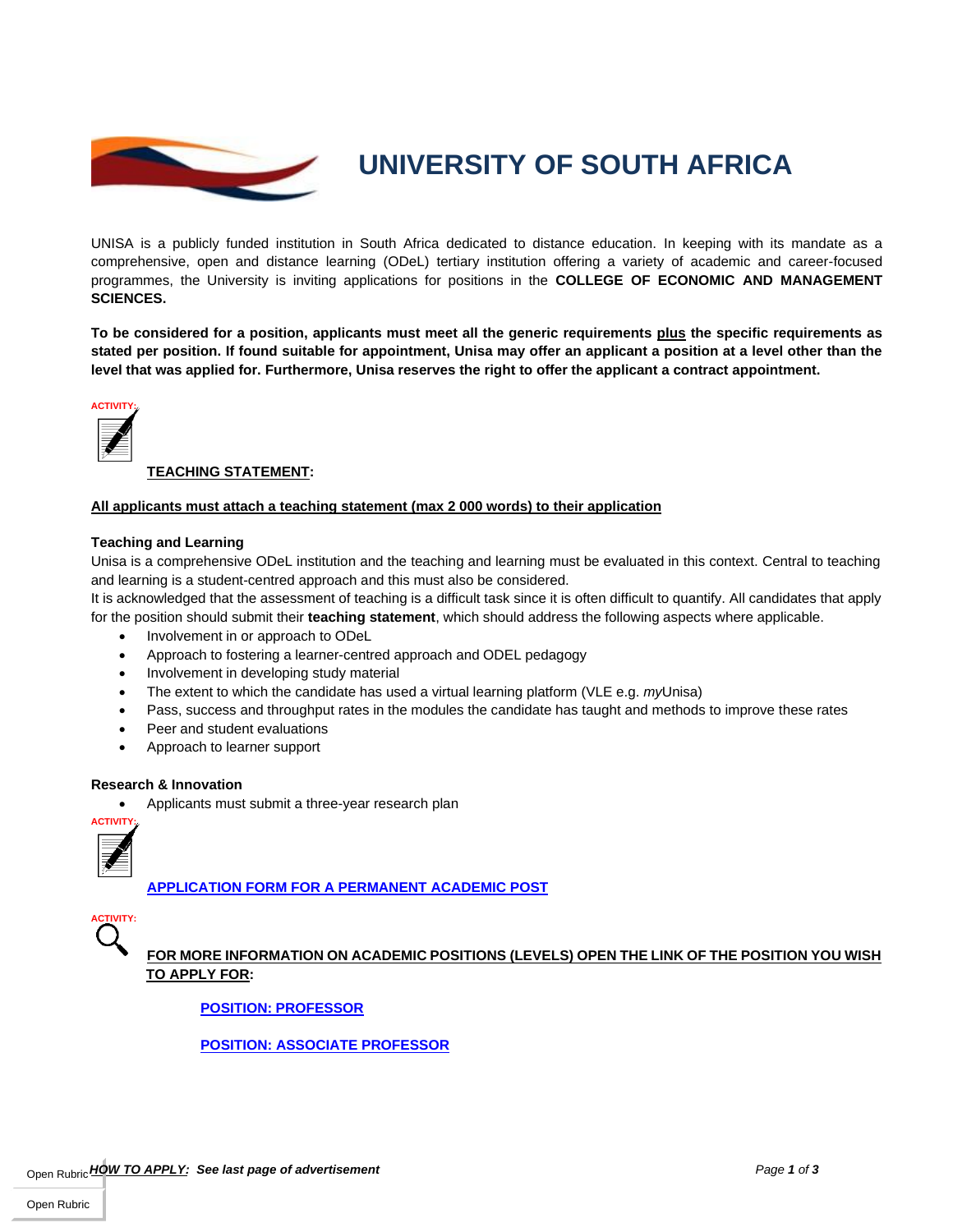# UNIVERSITY OF SOUTH AFRICA

UNISA is a publicly funded institution in South Africa dedicated to distance education. In keeping with its mandate as a comprehensive, open and distance learning (ODeL) tertiary institution offering a variety of academic and career-focused programmes, the University is inviting applications for positions in the **COLLEGE OF ECONOMIC AND MANAGEMENT SCIENCES.**

**To be considered for a position, applicants must meet all the generic requirements plus the specific requirements as stated per position. If found suitable for appointment, Unisa may offer an applicant a position at a level other than the level that was applied for. Furthermore, Unisa reserves the right to offer the applicant a contract appointment.**

ACTIVITY:

**TEACHING STATEMENT:**

**All applicants must attach a teaching statement (max 2 000 words) to their application**

**Teaching and Learning**

Unisa is a comprehensive ODeL institution and the teaching and learning must be evaluated in this context. Central to teaching and learning is a student-centred approach and this must also be considered.

It is acknowledged that the assessment of teaching is a difficult task since it is often difficult to quantify. All candidates that apply for the position should submit their **teaching statement**, which should address the following aspects where applicable.

- Involvement in or approach to ODeL
- Approach to fostering a learner-centred approach and ODEL pedagogy
- Involvement in developing study material
- The extent to which the candidate has used a virtual learning platform (VLE e.g. *my*Unisa)
- Pass, success and throughput rates in the modules the candidate has taught and methods to improve these rates
- Peer and student evaluations
- Approach to learner support

**Research & Innovation**

- Applicants must submit a three-year research plan

ACTIVITY:

**APPLICATION FORM FOR A PERMANENT ACADEMIC POST**

ACTIVITY:

**FOR MORE INFORMATION ON ACADEMIC POSITIONS (LEVELS) OPEN THE LINK OF THE POSITION YOU WISH TO APPLY FOR:**

**POSITION: PROFESSOR**

**POSITION: ASSOCIATE PROFESSOR**

***HOW TO APPLY:* See last page of advertisement**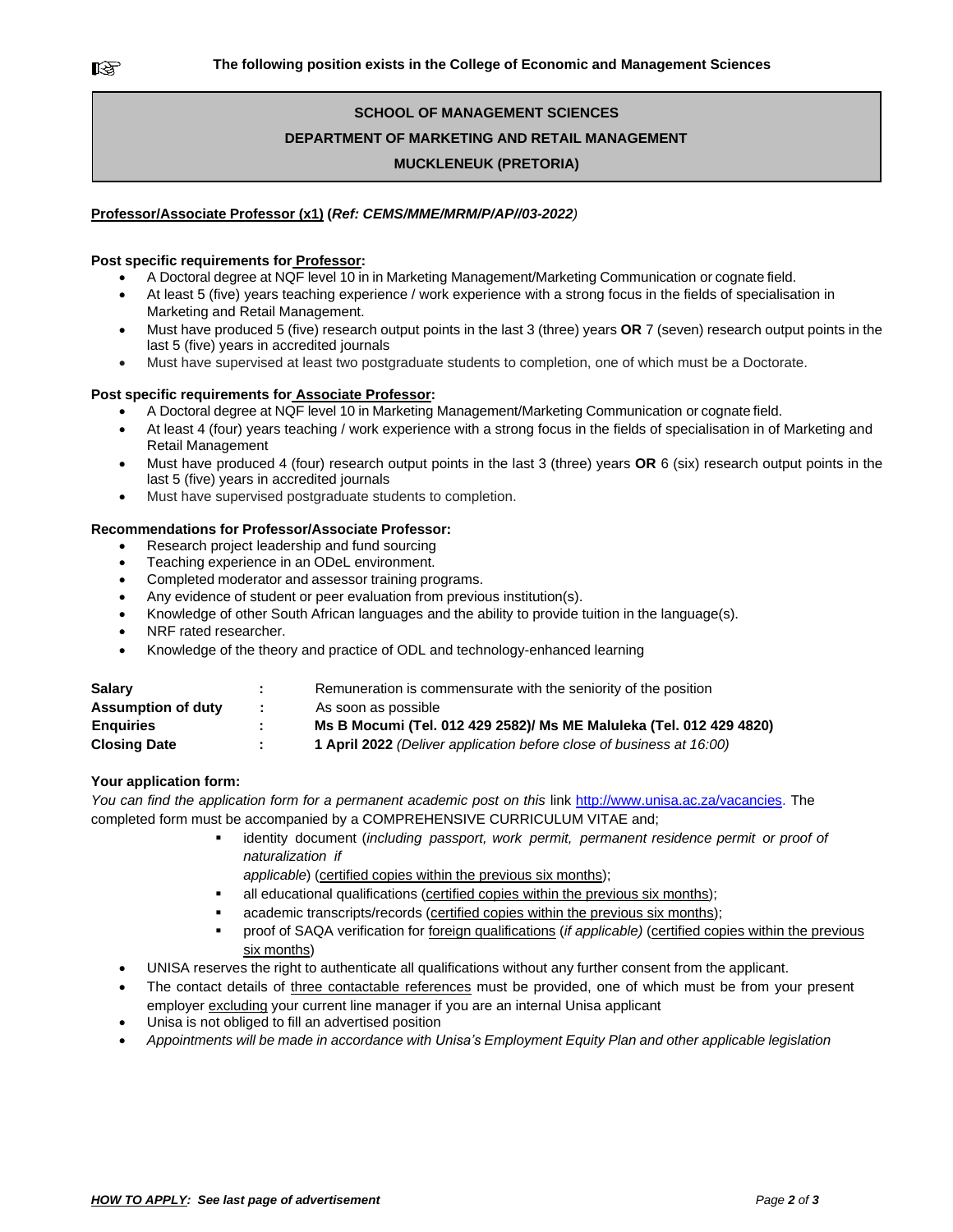**The following position exists in the College of Economic and Management Sciences**

**SCHOOL OF MANAGEMENT SCIENCES**

**DEPARTMENT OF MARKETING AND RETAIL MANAGEMENT**

**MUCKLENEUK (PRETORIA)**

**Professor/Associate Professor (x1) (*Ref: CEMS/MME/MRM/P/AP//03-2022*)**

**Post specific requirements for Professor:**

- A Doctoral degree at NQF level 10 in in Marketing Management/Marketing Communication or cognate field.
- At least 5 (five) years teaching experience / work experience with a strong focus in the fields of specialisation in Marketing and Retail Management.
- Must have produced 5 (five) research output points in the last 3 (three) years **OR** 7 (seven) research output points in the last 5 (five) years in accredited journals
- Must have supervised at least two postgraduate students to completion, one of which must be a Doctorate.

**Post specific requirements for Associate Professor:**

- A Doctoral degree at NQF level 10 in Marketing Management/Marketing Communication or cognate field.
- At least 4 (four) years teaching / work experience with a strong focus in the fields of specialisation in of Marketing and Retail Management
- Must have produced 4 (four) research output points in the last 3 (three) years **OR** 6 (six) research output points in the last 5 (five) years in accredited journals
- Must have supervised postgraduate students to completion.

**Recommendations for Professor/Associate Professor:**

- Research project leadership and fund sourcing
- Teaching experience in an ODeL environment.
- Completed moderator and assessor training programs.
- Any evidence of student or peer evaluation from previous institution(s).
- Knowledge of other South African languages and the ability to provide tuition in the language(s).
- NRF rated researcher.
- Knowledge of the theory and practice of ODL and technology-enhanced learning

| | | |
|---|---|---|
| **Salary** | : | Remuneration is commensurate with the seniority of the position |
| **Assumption of duty** | : | As soon as possible |
| **Enquiries** | : | **Ms B Mocumi (Tel. 012 429 2582)/ Ms ME Maluleka (Tel. 012 429 4820)** |
| **Closing Date** | : | **1 April 2022** *(Deliver application before close of business at 16:00)* |

**Your application form:**

*You can find the application form for a permanent academic post on this* link http://www.unisa.ac.za/vacancies. The completed form must be accompanied by a COMPREHENSIVE CURRICULUM VITAE and;

- identity document (*including passport, work permit, permanent residence permit or proof of naturalization if applicable*) (certified copies within the previous six months);
- all educational qualifications (certified copies within the previous six months);
- academic transcripts/records (certified copies within the previous six months);
- proof of SAQA verification for foreign qualifications (*if applicable)* (certified copies within the previous six months)

- UNISA reserves the right to authenticate all qualifications without any further consent from the applicant.
- The contact details of three contactable references must be provided, one of which must be from your present employer excluding your current line manager if you are an internal Unisa applicant
- Unisa is not obliged to fill an advertised position
- *Appointments will be made in accordance with Unisa's Employment Equity Plan and other applicable legislation*

***HOW TO APPLY:* *See last page of advertisement***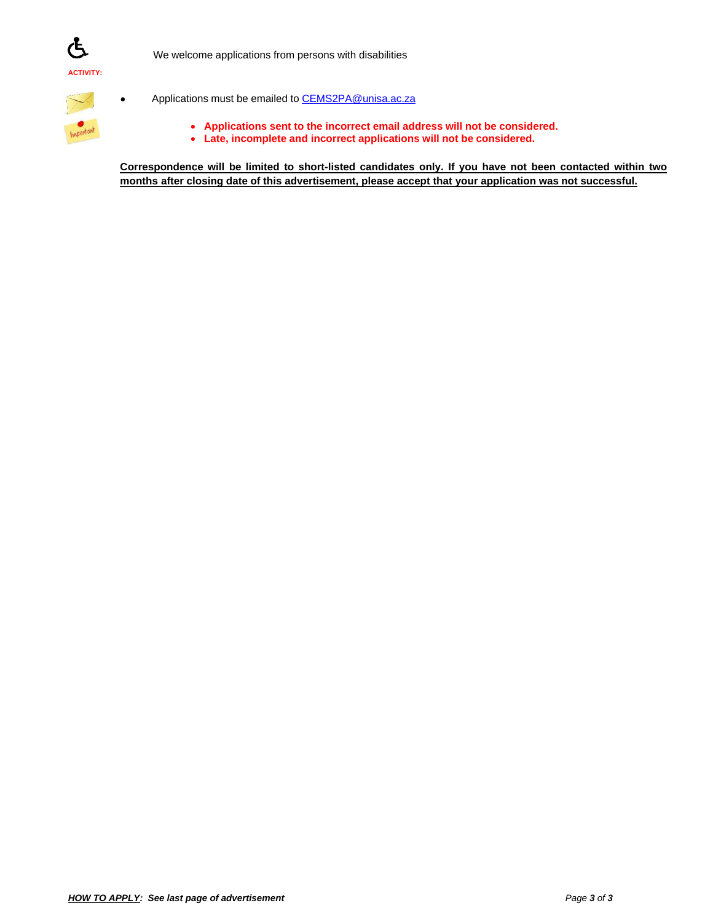We welcome applications from persons with disabilities

**ACTIVITY:**

- Applications must be emailed to CEMS2PA@unisa.ac.za
    - **Applications sent to the incorrect email address will not be considered.**
    - **Late, incomplete and incorrect applications will not be considered.**

**Correspondence will be limited to short-listed candidates only. If you have not been contacted within two months after closing date of this advertisement, please accept that your application was not successful.**

***HOW TO APPLY*: See last page of advertisement**